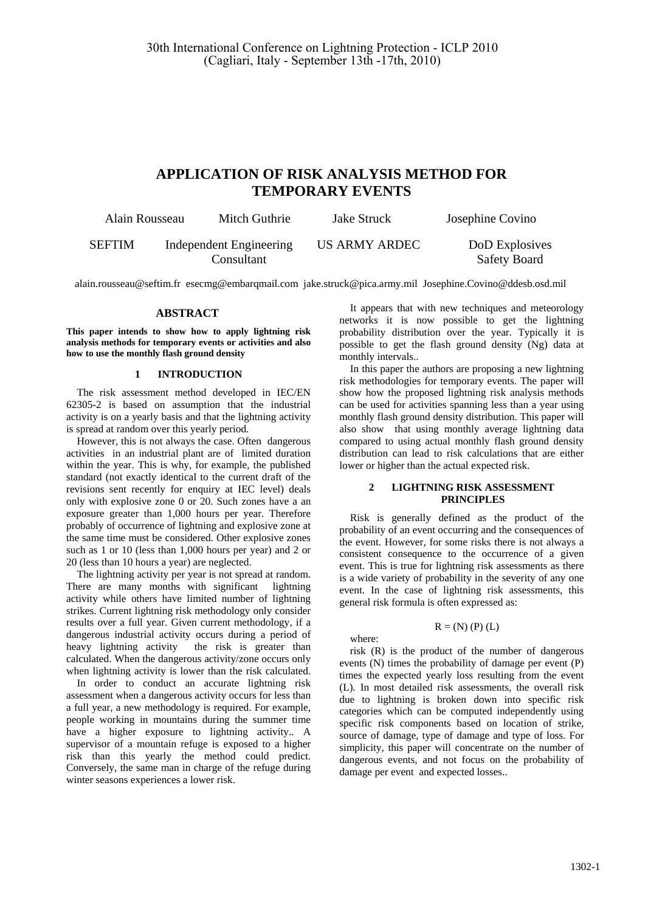# APPLICATION OF RISK ANALYSIS METHOD FOR TEMPORARY EVENTS

Alain Rousseau — SEFTIM

Mitch Guthrie — Independent Engineering Consultant

Jake Struck — US ARMY ARDEC

Josephine Covino — DoD Explosives Safety Board

alain.rousseau@seftim.fr esecmg@embarqmail.com jake.struck@pica.army.mil Josephine.Covino@ddesb.osd.mil

## ABSTRACT

**This paper intends to show how to apply lightning risk analysis methods for temporary events or activities and also how to use the monthly flash ground density**

## 1 INTRODUCTION

The risk assessment method developed in IEC/EN 62305-2 is based on assumption that the industrial activity is on a yearly basis and that the lightning activity is spread at random over this yearly period.

However, this is not always the case. Often dangerous activities in an industrial plant are of limited duration within the year. This is why, for example, the published standard (not exactly identical to the current draft of the revisions sent recently for enquiry at IEC level) deals only with explosive zone 0 or 20. Such zones have a an exposure greater than 1,000 hours per year. Therefore probably of occurrence of lightning and explosive zone at the same time must be considered. Other explosive zones such as 1 or 10 (less than 1,000 hours per year) and 2 or 20 (less than 10 hours a year) are neglected.

The lightning activity per year is not spread at random. There are many months with significant lightning activity while others have limited number of lightning strikes. Current lightning risk methodology only consider results over a full year. Given current methodology, if a dangerous industrial activity occurs during a period of heavy lightning activity the risk is greater than calculated. When the dangerous activity/zone occurs only when lightning activity is lower than the risk calculated.

In order to conduct an accurate lightning risk assessment when a dangerous activity occurs for less than a full year, a new methodology is required. For example, people working in mountains during the summer time have a higher exposure to lightning activity.. A supervisor of a mountain refuge is exposed to a higher risk than this yearly the method could predict. Conversely, the same man in charge of the refuge during winter seasons experiences a lower risk.

It appears that with new techniques and meteorology networks it is now possible to get the lightning probability distribution over the year. Typically it is possible to get the flash ground density (Ng) data at monthly intervals..

In this paper the authors are proposing a new lightning risk methodologies for temporary events. The paper will show how the proposed lightning risk analysis methods can be used for activities spanning less than a year using monthly flash ground density distribution. This paper will also show that using monthly average lightning data compared to using actual monthly flash ground density distribution can lead to risk calculations that are either lower or higher than the actual expected risk.

## 2 LIGHTNING RISK ASSESSMENT PRINCIPLES

Risk is generally defined as the product of the probability of an event occurring and the consequences of the event. However, for some risks there is not always a consistent consequence to the occurrence of a given event. This is true for lightning risk assessments as there is a wide variety of probability in the severity of any one event. In the case of lightning risk assessments, this general risk formula is often expressed as:

$$R = (N)\ (P)\ (L)$$

where:

risk (R) is the product of the number of dangerous events (N) times the probability of damage per event (P) times the expected yearly loss resulting from the event (L). In most detailed risk assessments, the overall risk due to lightning is broken down into specific risk categories which can be computed independently using specific risk components based on location of strike, source of damage, type of damage and type of loss. For simplicity, this paper will concentrate on the number of dangerous events, and not focus on the probability of damage per event and expected losses..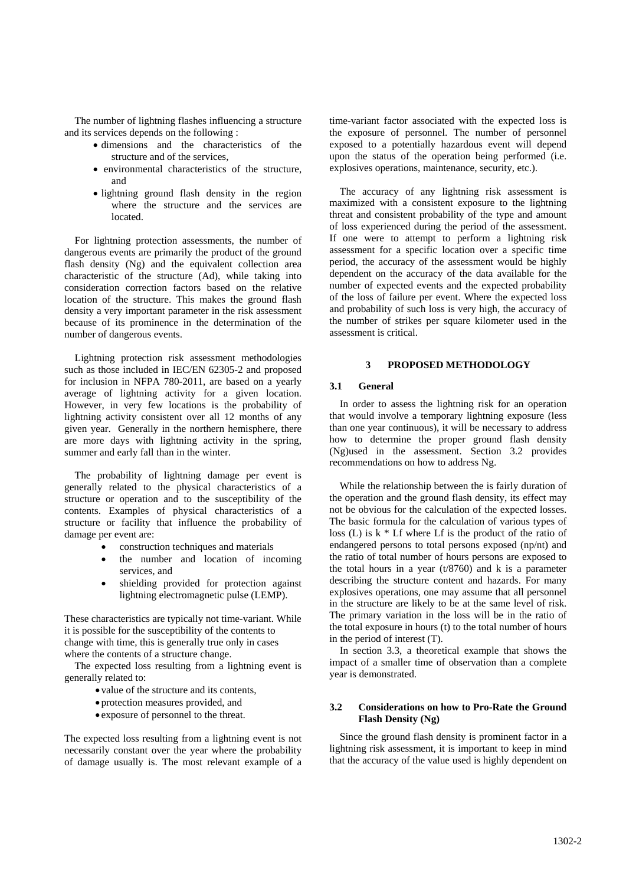The number of lightning flashes influencing a structure and its services depends on the following :

- dimensions and the characteristics of the structure and of the services,
- environmental characteristics of the structure, and
- lightning ground flash density in the region where the structure and the services are located.

For lightning protection assessments, the number of dangerous events are primarily the product of the ground flash density (Ng) and the equivalent collection area characteristic of the structure (Ad), while taking into consideration correction factors based on the relative location of the structure. This makes the ground flash density a very important parameter in the risk assessment because of its prominence in the determination of the number of dangerous events.

Lightning protection risk assessment methodologies such as those included in IEC/EN 62305-2 and proposed for inclusion in NFPA 780-2011, are based on a yearly average of lightning activity for a given location. However, in very few locations is the probability of lightning activity consistent over all 12 months of any given year. Generally in the northern hemisphere, there are more days with lightning activity in the spring, summer and early fall than in the winter.

The probability of lightning damage per event is generally related to the physical characteristics of a structure or operation and to the susceptibility of the contents. Examples of physical characteristics of a structure or facility that influence the probability of damage per event are:

- construction techniques and materials
- the number and location of incoming services, and
- shielding provided for protection against lightning electromagnetic pulse (LEMP).

These characteristics are typically not time-variant. While it is possible for the susceptibility of the contents to change with time, this is generally true only in cases where the contents of a structure change.

The expected loss resulting from a lightning event is generally related to:

- value of the structure and its contents,
- protection measures provided, and
- exposure of personnel to the threat.

The expected loss resulting from a lightning event is not necessarily constant over the year where the probability of damage usually is. The most relevant example of a time-variant factor associated with the expected loss is the exposure of personnel. The number of personnel exposed to a potentially hazardous event will depend upon the status of the operation being performed (i.e. explosives operations, maintenance, security, etc.).

The accuracy of any lightning risk assessment is maximized with a consistent exposure to the lightning threat and consistent probability of the type and amount of loss experienced during the period of the assessment. If one were to attempt to perform a lightning risk assessment for a specific location over a specific time period, the accuracy of the assessment would be highly dependent on the accuracy of the data available for the number of expected events and the expected probability of the loss of failure per event. Where the expected loss and probability of such loss is very high, the accuracy of the number of strikes per square kilometer used in the assessment is critical.

## 3 PROPOSED METHODOLOGY

### 3.1 General

In order to assess the lightning risk for an operation that would involve a temporary lightning exposure (less than one year continuous), it will be necessary to address how to determine the proper ground flash density (Ng)used in the assessment. Section 3.2 provides recommendations on how to address Ng.

While the relationship between the is fairly duration of the operation and the ground flash density, its effect may not be obvious for the calculation of the expected losses. The basic formula for the calculation of various types of loss (L) is k * Lf where Lf is the product of the ratio of endangered persons to total persons exposed (np/nt) and the ratio of total number of hours persons are exposed to the total hours in a year (t/8760) and k is a parameter describing the structure content and hazards. For many explosives operations, one may assume that all personnel in the structure are likely to be at the same level of risk. The primary variation in the loss will be in the ratio of the total exposure in hours (t) to the total number of hours in the period of interest (T).

In section 3.3, a theoretical example that shows the impact of a smaller time of observation than a complete year is demonstrated.

### 3.2 Considerations on how to Pro-Rate the Ground Flash Density (Ng)

Since the ground flash density is prominent factor in a lightning risk assessment, it is important to keep in mind that the accuracy of the value used is highly dependent on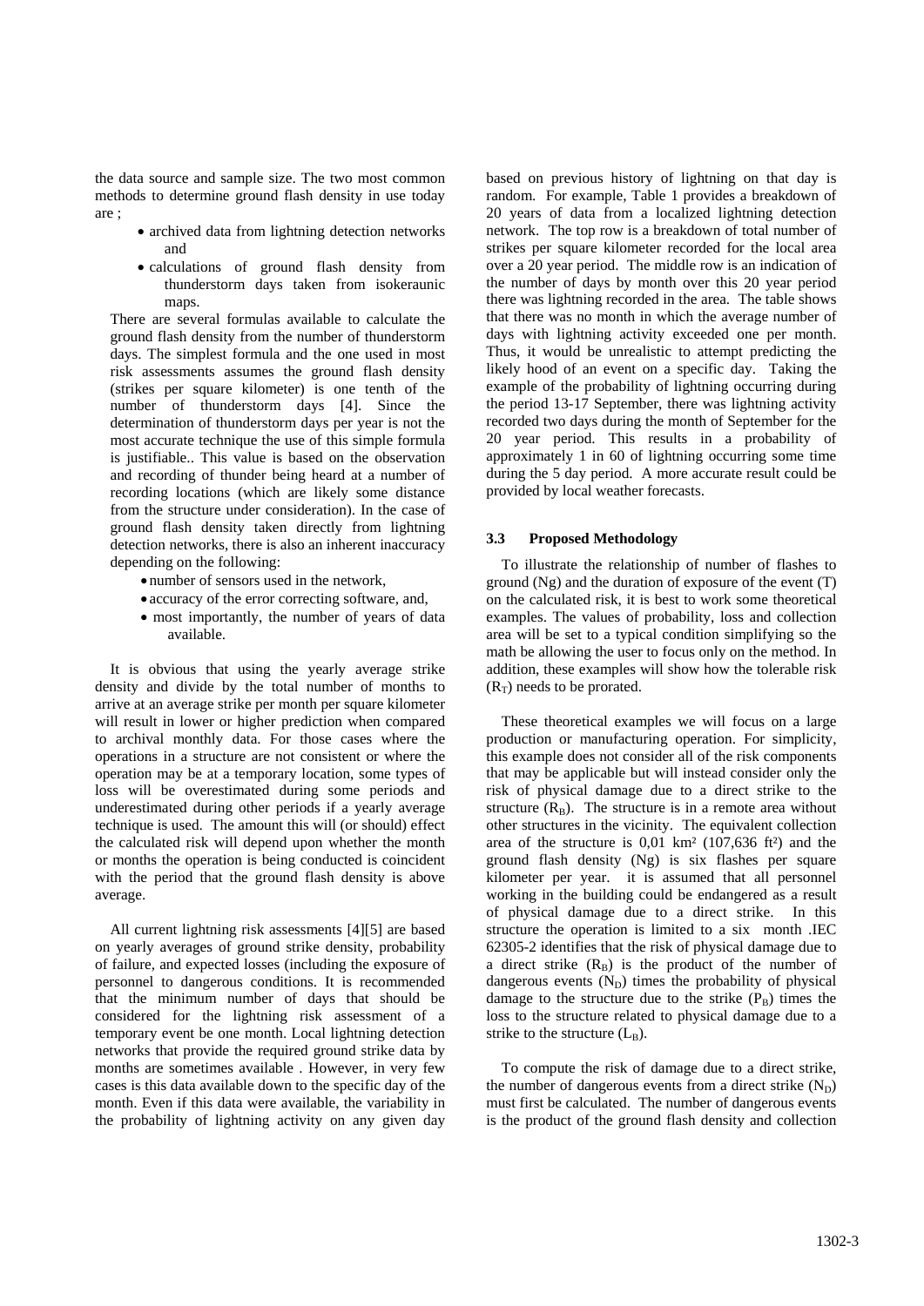the data source and sample size. The two most common methods to determine ground flash density in use today are ;

- archived data from lightning detection networks and
- calculations of ground flash density from thunderstorm days taken from isokeraunic maps.

There are several formulas available to calculate the ground flash density from the number of thunderstorm days. The simplest formula and the one used in most risk assessments assumes the ground flash density (strikes per square kilometer) is one tenth of the number of thunderstorm days [4]. Since the determination of thunderstorm days per year is not the most accurate technique the use of this simple formula is justifiable.. This value is based on the observation and recording of thunder being heard at a number of recording locations (which are likely some distance from the structure under consideration). In the case of ground flash density taken directly from lightning detection networks, there is also an inherent inaccuracy depending on the following:

- number of sensors used in the network,
- accuracy of the error correcting software, and,
- most importantly, the number of years of data available.

It is obvious that using the yearly average strike density and divide by the total number of months to arrive at an average strike per month per square kilometer will result in lower or higher prediction when compared to archival monthly data. For those cases where the operations in a structure are not consistent or where the operation may be at a temporary location, some types of loss will be overestimated during some periods and underestimated during other periods if a yearly average technique is used. The amount this will (or should) effect the calculated risk will depend upon whether the month or months the operation is being conducted is coincident with the period that the ground flash density is above average.

All current lightning risk assessments [4][5] are based on yearly averages of ground strike density, probability of failure, and expected losses (including the exposure of personnel to dangerous conditions. It is recommended that the minimum number of days that should be considered for the lightning risk assessment of a temporary event be one month. Local lightning detection networks that provide the required ground strike data by months are sometimes available . However, in very few cases is this data available down to the specific day of the month. Even if this data were available, the variability in the probability of lightning activity on any given day based on previous history of lightning on that day is random. For example, Table 1 provides a breakdown of 20 years of data from a localized lightning detection network. The top row is a breakdown of total number of strikes per square kilometer recorded for the local area over a 20 year period. The middle row is an indication of the number of days by month over this 20 year period there was lightning recorded in the area. The table shows that there was no month in which the average number of days with lightning activity exceeded one per month. Thus, it would be unrealistic to attempt predicting the likely hood of an event on a specific day. Taking the example of the probability of lightning occurring during the period 13-17 September, there was lightning activity recorded two days during the month of September for the 20 year period. This results in a probability of approximately 1 in 60 of lightning occurring some time during the 5 day period. A more accurate result could be provided by local weather forecasts.

### 3.3 Proposed Methodology

To illustrate the relationship of number of flashes to ground (Ng) and the duration of exposure of the event (T) on the calculated risk, it is best to work some theoretical examples. The values of probability, loss and collection area will be set to a typical condition simplifying so the math be allowing the user to focus only on the method. In addition, these examples will show how the tolerable risk ($R_T$) needs to be prorated.

These theoretical examples we will focus on a large production or manufacturing operation. For simplicity, this example does not consider all of the risk components that may be applicable but will instead consider only the risk of physical damage due to a direct strike to the structure ($R_B$). The structure is in a remote area without other structures in the vicinity. The equivalent collection area of the structure is 0,01 km² (107,636 ft²) and the ground flash density (Ng) is six flashes per square kilometer per year. it is assumed that all personnel working in the building could be endangered as a result of physical damage due to a direct strike. In this structure the operation is limited to a six month .IEC 62305-2 identifies that the risk of physical damage due to a direct strike ($R_B$) is the product of the number of dangerous events ($N_D$) times the probability of physical damage to the structure due to the strike ($P_B$) times the loss to the structure related to physical damage due to a strike to the structure ($L_B$).

To compute the risk of damage due to a direct strike, the number of dangerous events from a direct strike ($N_D$) must first be calculated. The number of dangerous events is the product of the ground flash density and collection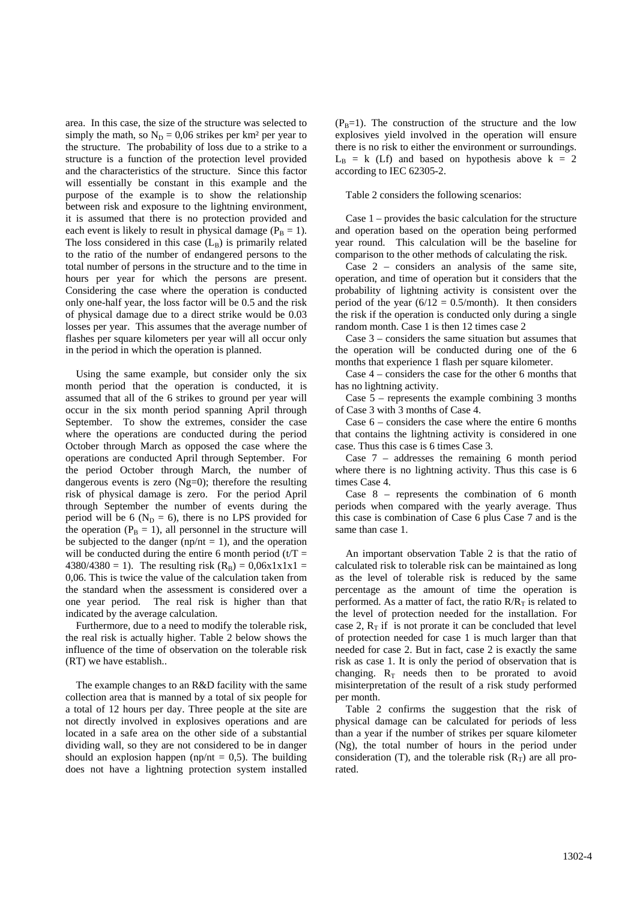area. In this case, the size of the structure was selected to simply the math, so $N_D$ = 0,06 strikes per km² per year to the structure. The probability of loss due to a strike to a structure is a function of the protection level provided and the characteristics of the structure. Since this factor will essentially be constant in this example and the purpose of the example is to show the relationship between risk and exposure to the lightning environment, it is assumed that there is no protection provided and each event is likely to result in physical damage ($P_B = 1$). The loss considered in this case ($L_B$) is primarily related to the ratio of the number of endangered persons to the total number of persons in the structure and to the time in hours per year for which the persons are present. Considering the case where the operation is conducted only one-half year, the loss factor will be 0.5 and the risk of physical damage due to a direct strike would be 0.03 losses per year. This assumes that the average number of flashes per square kilometers per year will all occur only in the period in which the operation is planned.

Using the same example, but consider only the six month period that the operation is conducted, it is assumed that all of the 6 strikes to ground per year will occur in the six month period spanning April through September. To show the extremes, consider the case where the operations are conducted during the period October through March as opposed the case where the operations are conducted April through September. For the period October through March, the number of dangerous events is zero (Ng=0); therefore the resulting risk of physical damage is zero. For the period April through September the number of events during the period will be 6 ($N_D = 6$), there is no LPS provided for the operation ($P_B = 1$), all personnel in the structure will be subjected to the danger (np/nt = 1), and the operation will be conducted during the entire 6 month period (t/T = 4380/4380 = 1). The resulting risk ($R_B$) = 0,06x1x1x1 = 0,06. This is twice the value of the calculation taken from the standard when the assessment is considered over a one year period. The real risk is higher than that indicated by the average calculation.

Furthermore, due to a need to modify the tolerable risk, the real risk is actually higher. Table 2 below shows the influence of the time of observation on the tolerable risk (RT) we have establish..

The example changes to an R&D facility with the same collection area that is manned by a total of six people for a total of 12 hours per day. Three people at the site are not directly involved in explosives operations and are located in a safe area on the other side of a substantial dividing wall, so they are not considered to be in danger should an explosion happen (np/nt = 0,5). The building does not have a lightning protection system installed ($P_B$=1). The construction of the structure and the low explosives yield involved in the operation will ensure there is no risk to either the environment or surroundings. $L_B$ = k (Lf) and based on hypothesis above k = 2 according to IEC 62305-2.

Table 2 considers the following scenarios:

Case 1 – provides the basic calculation for the structure and operation based on the operation being performed year round. This calculation will be the baseline for comparison to the other methods of calculating the risk.

Case 2 – considers an analysis of the same site, operation, and time of operation but it considers that the probability of lightning activity is consistent over the period of the year (6/12 = 0.5/month). It then considers the risk if the operation is conducted only during a single random month. Case 1 is then 12 times case 2

Case 3 – considers the same situation but assumes that the operation will be conducted during one of the 6 months that experience 1 flash per square kilometer.

Case 4 – considers the case for the other 6 months that has no lightning activity.

Case 5 – represents the example combining 3 months of Case 3 with 3 months of Case 4.

Case 6 – considers the case where the entire 6 months that contains the lightning activity is considered in one case. Thus this case is 6 times Case 3.

Case 7 – addresses the remaining 6 month period where there is no lightning activity. Thus this case is 6 times Case 4.

Case 8 – represents the combination of 6 month periods when compared with the yearly average. Thus this case is combination of Case 6 plus Case 7 and is the same than case 1.

An important observation Table 2 is that the ratio of calculated risk to tolerable risk can be maintained as long as the level of tolerable risk is reduced by the same percentage as the amount of time the operation is performed. As a matter of fact, the ratio $R/R_T$ is related to the level of protection needed for the installation. For case 2, $R_T$ if is not prorate it can be concluded that level of protection needed for case 1 is much larger than that needed for case 2. But in fact, case 2 is exactly the same risk as case 1. It is only the period of observation that is changing. $R_T$ needs then to be prorated to avoid misinterpretation of the result of a risk study performed per month.

Table 2 confirms the suggestion that the risk of physical damage can be calculated for periods of less than a year if the number of strikes per square kilometer (Ng), the total number of hours in the period under consideration (T), and the tolerable risk ($R_T$) are all pro-rated.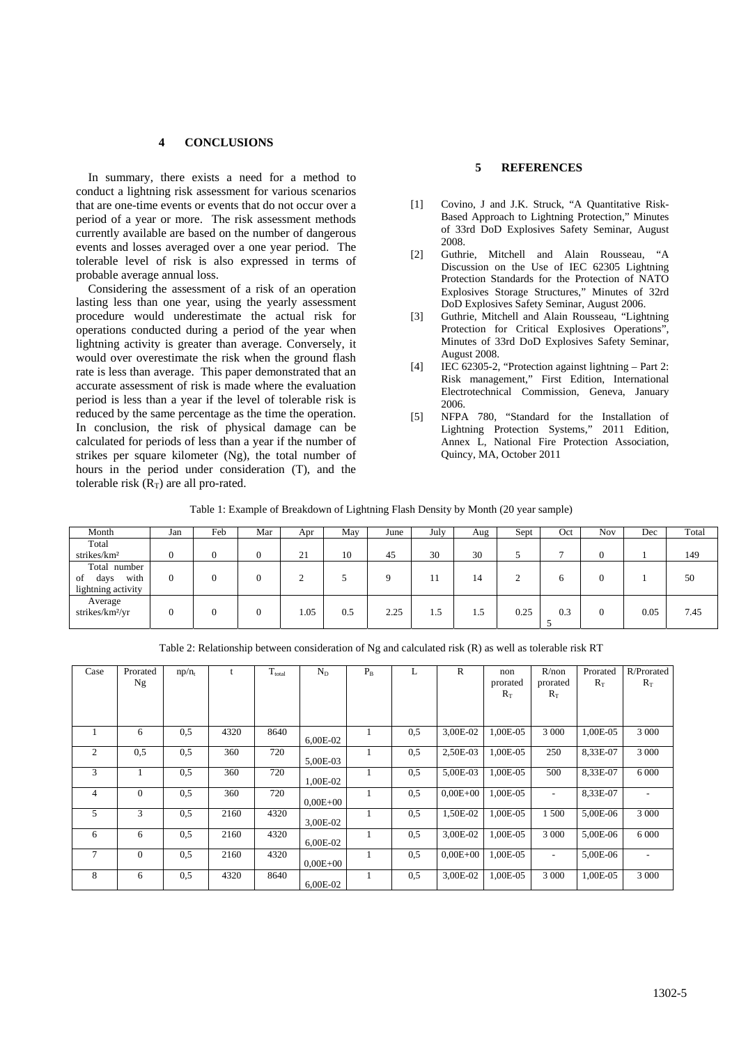## 4 CONCLUSIONS

In summary, there exists a need for a method to conduct a lightning risk assessment for various scenarios that are one-time events or events that do not occur over a period of a year or more. The risk assessment methods currently available are based on the number of dangerous events and losses averaged over a one year period. The tolerable level of risk is also expressed in terms of probable average annual loss.

Considering the assessment of a risk of an operation lasting less than one year, using the yearly assessment procedure would underestimate the actual risk for operations conducted during a period of the year when lightning activity is greater than average. Conversely, it would over overestimate the risk when the ground flash rate is less than average. This paper demonstrated that an accurate assessment of risk is made where the evaluation period is less than a year if the level of tolerable risk is reduced by the same percentage as the time the operation. In conclusion, the risk of physical damage can be calculated for periods of less than a year if the number of strikes per square kilometer (Ng), the total number of hours in the period under consideration (T), and the tolerable risk ($R_T$) are all pro-rated.

## 5 REFERENCES

[1] Covino, J and J.K. Struck, "A Quantitative Risk-Based Approach to Lightning Protection," Minutes of 33rd DoD Explosives Safety Seminar, August 2008.

[2] Guthrie, Mitchell and Alain Rousseau, "A Discussion on the Use of IEC 62305 Lightning Protection Standards for the Protection of NATO Explosives Storage Structures," Minutes of 32rd DoD Explosives Safety Seminar, August 2006.

[3] Guthrie, Mitchell and Alain Rousseau, "Lightning Protection for Critical Explosives Operations", Minutes of 33rd DoD Explosives Safety Seminar, August 2008.

[4] IEC 62305-2, "Protection against lightning – Part 2: Risk management," First Edition, International Electrotechnical Commission, Geneva, January 2006.

[5] NFPA 780, "Standard for the Installation of Lightning Protection Systems," 2011 Edition, Annex L, National Fire Protection Association, Quincy, MA, October 2011

Table 1: Example of Breakdown of Lightning Flash Density by Month (20 year sample)

| Month | Jan | Feb | Mar | Apr | May | June | July | Aug | Sept | Oct | Nov | Dec | Total |
|---|---|---|---|---|---|---|---|---|---|---|---|---|---|
| Total strikes/km² | 0 | 0 | 0 | 21 | 10 | 45 | 30 | 30 | 5 | 7 | 0 | 1 | 149 |
| Total number of days with lightning activity | 0 | 0 | 0 | 2 | 5 | 9 | 11 | 14 | 2 | 6 | 0 | 1 | 50 |
| Average strikes/km²/yr | 0 | 0 | 0 | 1.05 | 0.5 | 2.25 | 1.5 | 1.5 | 0.25 | 0.35 | 0 | 0.05 | 7.45 |

Table 2: Relationship between consideration of Ng and calculated risk (R) as well as tolerable risk RT

| Case | Prorated Ng | $n_p/n_t$ | t | $T_{total}$ | $N_D$ | $P_B$ | L | R | non prorated $R_T$ | R/non prorated $R_T$ | Prorated $R_T$ | R/Prorated $R_T$ |
|---|---|---|---|---|---|---|---|---|---|---|---|---|
| 1 | 6 | 0,5 | 4320 | 8640 | 6,00E-02 | 1 | 0,5 | 3,00E-02 | 1,00E-05 | 3 000 | 1,00E-05 | 3 000 |
| 2 | 0,5 | 0,5 | 360 | 720 | 5,00E-03 | 1 | 0,5 | 2,50E-03 | 1,00E-05 | 250 | 8,33E-07 | 3 000 |
| 3 | 1 | 0,5 | 360 | 720 | 1,00E-02 | 1 | 0,5 | 5,00E-03 | 1,00E-05 | 500 | 8,33E-07 | 6 000 |
| 4 | 0 | 0,5 | 360 | 720 | 0,00E+00 | 1 | 0,5 | 0,00E+00 | 1,00E-05 | - | 8,33E-07 | - |
| 5 | 3 | 0,5 | 2160 | 4320 | 3,00E-02 | 1 | 0,5 | 1,50E-02 | 1,00E-05 | 1 500 | 5,00E-06 | 3 000 |
| 6 | 6 | 0,5 | 2160 | 4320 | 6,00E-02 | 1 | 0,5 | 3,00E-02 | 1,00E-05 | 3 000 | 5,00E-06 | 6 000 |
| 7 | 0 | 0,5 | 2160 | 4320 | 0,00E+00 | 1 | 0,5 | 0,00E+00 | 1,00E-05 | - | 5,00E-06 | - |
| 8 | 6 | 0,5 | 4320 | 8640 | 6,00E-02 | 1 | 0,5 | 3,00E-02 | 1,00E-05 | 3 000 | 1,00E-05 | 3 000 |